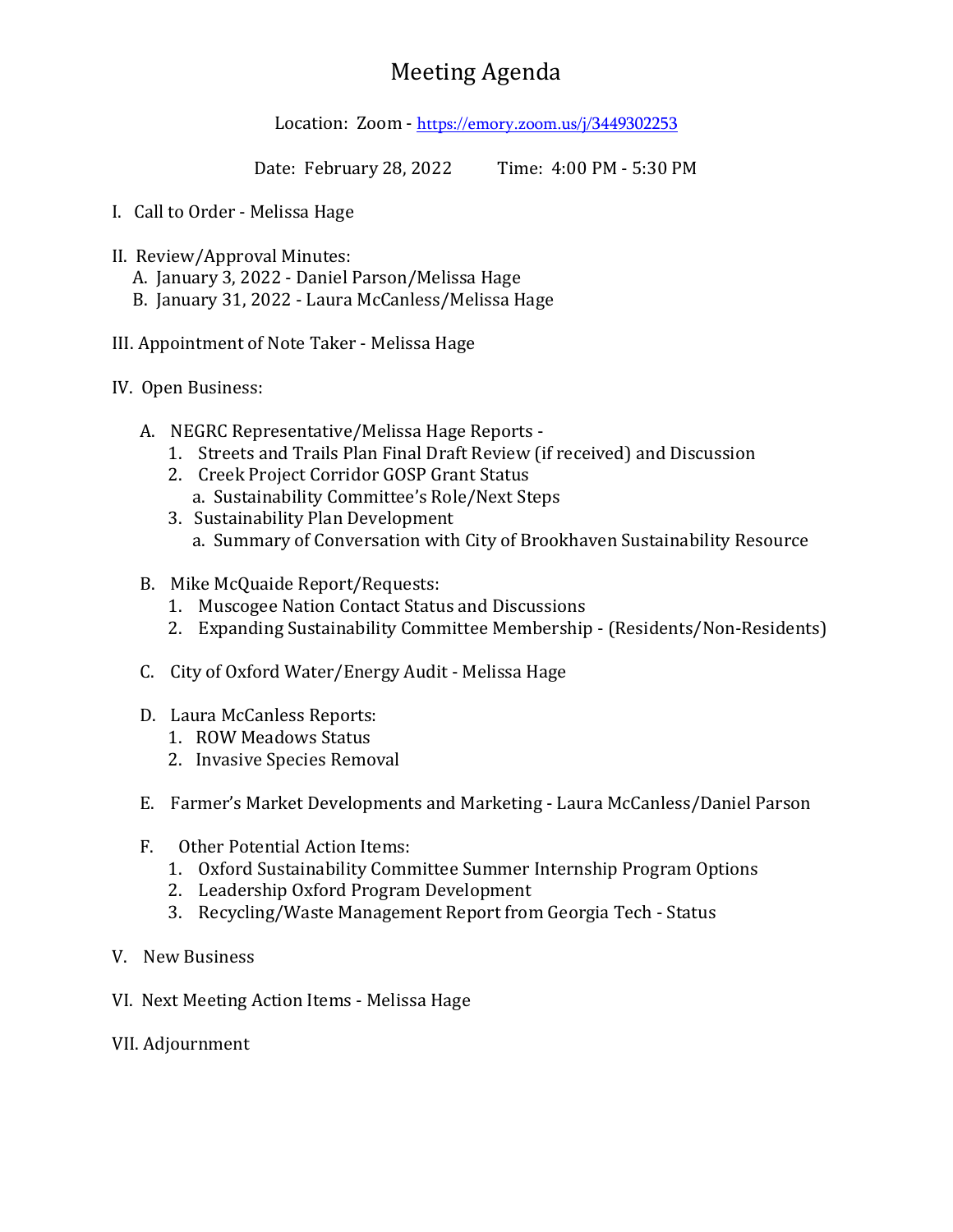# Meeting Agenda

Location: Zoom - https://emory.zoom.us/j/3449302253

Date: February 28, 2022 Time: 4:00 PM - 5:30 PM

I. Call to Order - Melissa Hage

II. Review/Approval Minutes:
   A. January 3, 2022 - Daniel Parson/Melissa Hage
   B. January 31, 2022 - Laura McCanless/Melissa Hage

III. Appointment of Note Taker - Melissa Hage

IV. Open Business:

   A. NEGRC Representative/Melissa Hage Reports -
      1. Streets and Trails Plan Final Draft Review (if received) and Discussion
      2. Creek Project Corridor GOSP Grant Status
         a. Sustainability Committee's Role/Next Steps
      3. Sustainability Plan Development
         a. Summary of Conversation with City of Brookhaven Sustainability Resource

   B. Mike McQuaide Report/Requests:
      1. Muscogee Nation Contact Status and Discussions
      2. Expanding Sustainability Committee Membership - (Residents/Non-Residents)

   C. City of Oxford Water/Energy Audit - Melissa Hage

   D. Laura McCanless Reports:
      1. ROW Meadows Status
      2. Invasive Species Removal

   E. Farmer's Market Developments and Marketing - Laura McCanless/Daniel Parson

   F. Other Potential Action Items:
      1. Oxford Sustainability Committee Summer Internship Program Options
      2. Leadership Oxford Program Development
      3. Recycling/Waste Management Report from Georgia Tech - Status

V. New Business

VI. Next Meeting Action Items - Melissa Hage

VII. Adjournment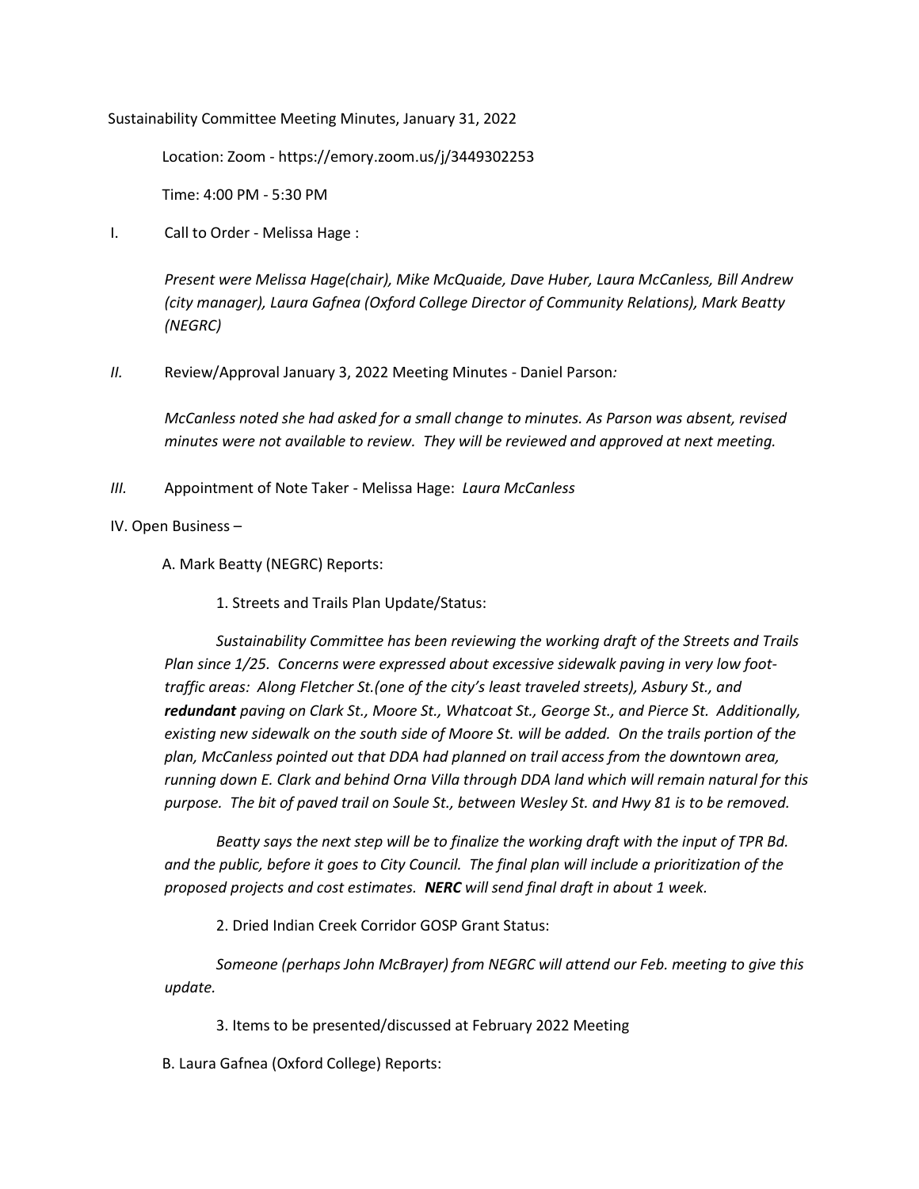Sustainability Committee Meeting Minutes, January 31, 2022

Location: Zoom - https://emory.zoom.us/j/3449302253

Time: 4:00 PM - 5:30 PM

I. Call to Order - Melissa Hage :

*Present were Melissa Hage(chair), Mike McQuaide, Dave Huber, Laura McCanless, Bill Andrew (city manager), Laura Gafnea (Oxford College Director of Community Relations), Mark Beatty (NEGRC)*

*II.* Review/Approval January 3, 2022 Meeting Minutes - Daniel Parson*:*

*McCanless noted she had asked for a small change to minutes. As Parson was absent, revised minutes were not available to review. They will be reviewed and approved at next meeting.*

*III.* Appointment of Note Taker - Melissa Hage: *Laura McCanless*

IV. Open Business –

A. Mark Beatty (NEGRC) Reports:

1. Streets and Trails Plan Update/Status:

*Sustainability Committee has been reviewing the working draft of the Streets and Trails Plan since 1/25. Concerns were expressed about excessive sidewalk paving in very low foot-traffic areas: Along Fletcher St.(one of the city's least traveled streets), Asbury St., and **redundant** paving on Clark St., Moore St., Whatcoat St., George St., and Pierce St. Additionally, existing new sidewalk on the south side of Moore St. will be added. On the trails portion of the plan, McCanless pointed out that DDA had planned on trail access from the downtown area, running down E. Clark and behind Orna Villa through DDA land which will remain natural for this purpose. The bit of paved trail on Soule St., between Wesley St. and Hwy 81 is to be removed.*

*Beatty says the next step will be to finalize the working draft with the input of TPR Bd. and the public, before it goes to City Council. The final plan will include a prioritization of the proposed projects and cost estimates. **NERC** will send final draft in about 1 week.*

2. Dried Indian Creek Corridor GOSP Grant Status:

*Someone (perhaps John McBrayer) from NEGRC will attend our Feb. meeting to give this update.*

3. Items to be presented/discussed at February 2022 Meeting

B. Laura Gafnea (Oxford College) Reports: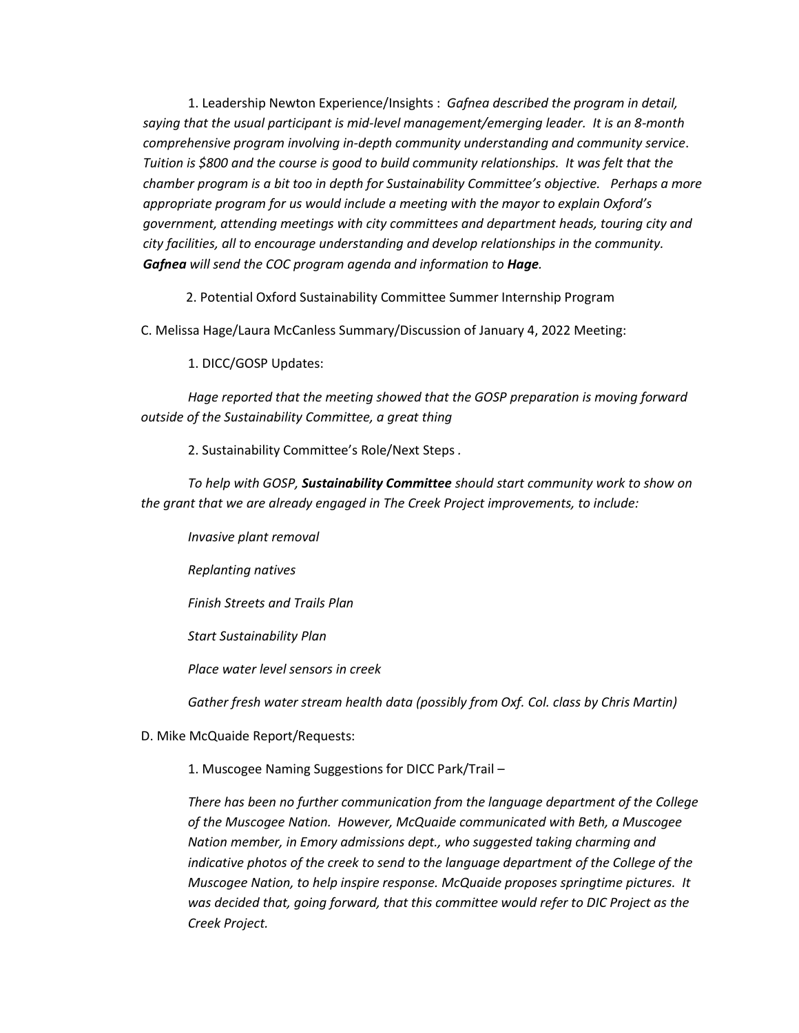1. Leadership Newton Experience/Insights : *Gafnea described the program in detail, saying that the usual participant is mid-level management/emerging leader. It is an 8-month comprehensive program involving in-depth community understanding and community service. Tuition is $800 and the course is good to build community relationships. It was felt that the chamber program is a bit too in depth for Sustainability Committee's objective. Perhaps a more appropriate program for us would include a meeting with the mayor to explain Oxford's government, attending meetings with city committees and department heads, touring city and city facilities, all to encourage understanding and develop relationships in the community.* ***Gafnea*** *will send the COC program agenda and information to* ***Hage****.*

2. Potential Oxford Sustainability Committee Summer Internship Program

C. Melissa Hage/Laura McCanless Summary/Discussion of January 4, 2022 Meeting:

1. DICC/GOSP Updates:

*Hage reported that the meeting showed that the GOSP preparation is moving forward outside of the Sustainability Committee, a great thing*

2. Sustainability Committee's Role/Next Steps .

*To help with GOSP,* ***Sustainability Committee*** *should start community work to show on the grant that we are already engaged in The Creek Project improvements, to include:*

*Invasive plant removal*

*Replanting natives*

*Finish Streets and Trails Plan*

*Start Sustainability Plan*

*Place water level sensors in creek*

*Gather fresh water stream health data (possibly from Oxf. Col. class by Chris Martin)*

D. Mike McQuaide Report/Requests:

1. Muscogee Naming Suggestions for DICC Park/Trail –

*There has been no further communication from the language department of the College of the Muscogee Nation. However, McQuaide communicated with Beth, a Muscogee Nation member, in Emory admissions dept., who suggested taking charming and indicative photos of the creek to send to the language department of the College of the Muscogee Nation, to help inspire response. McQuaide proposes springtime pictures. It was decided that, going forward, that this committee would refer to DIC Project as the Creek Project.*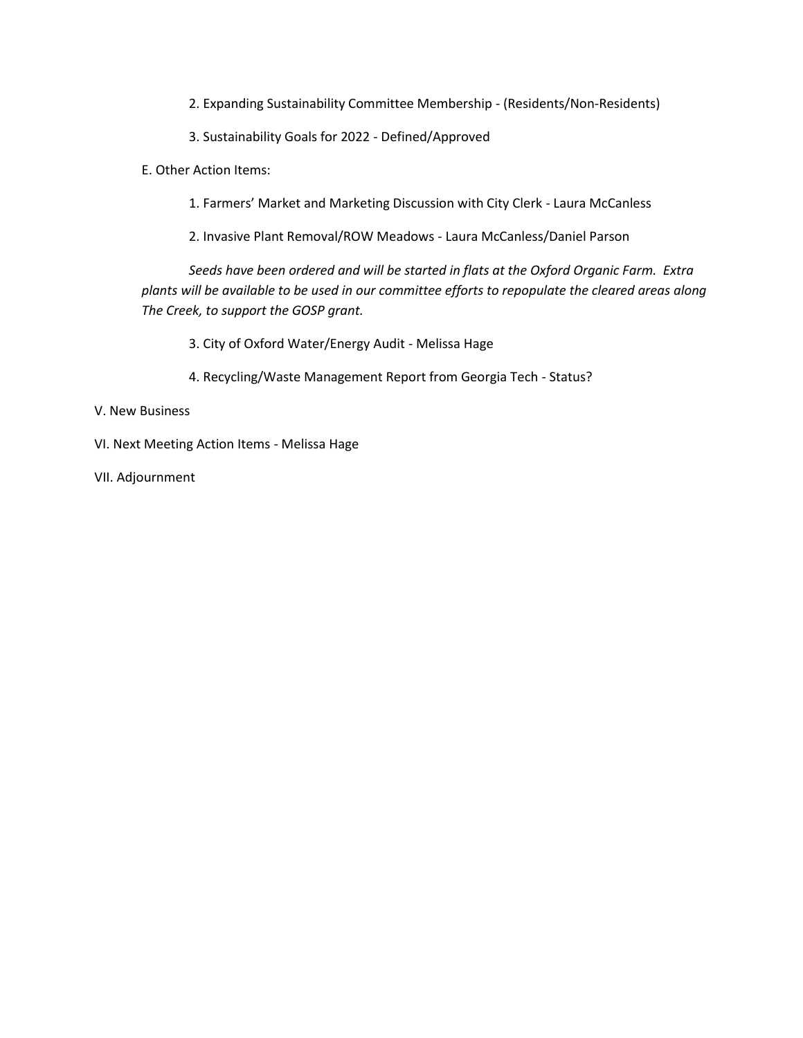2. Expanding Sustainability Committee Membership - (Residents/Non-Residents)

3. Sustainability Goals for 2022 - Defined/Approved

E. Other Action Items:

1. Farmers' Market and Marketing Discussion with City Clerk - Laura McCanless

2. Invasive Plant Removal/ROW Meadows - Laura McCanless/Daniel Parson

*Seeds have been ordered and will be started in flats at the Oxford Organic Farm. Extra plants will be available to be used in our committee efforts to repopulate the cleared areas along The Creek, to support the GOSP grant.*

3. City of Oxford Water/Energy Audit - Melissa Hage

4. Recycling/Waste Management Report from Georgia Tech - Status?

V. New Business

VI. Next Meeting Action Items - Melissa Hage

VII. Adjournment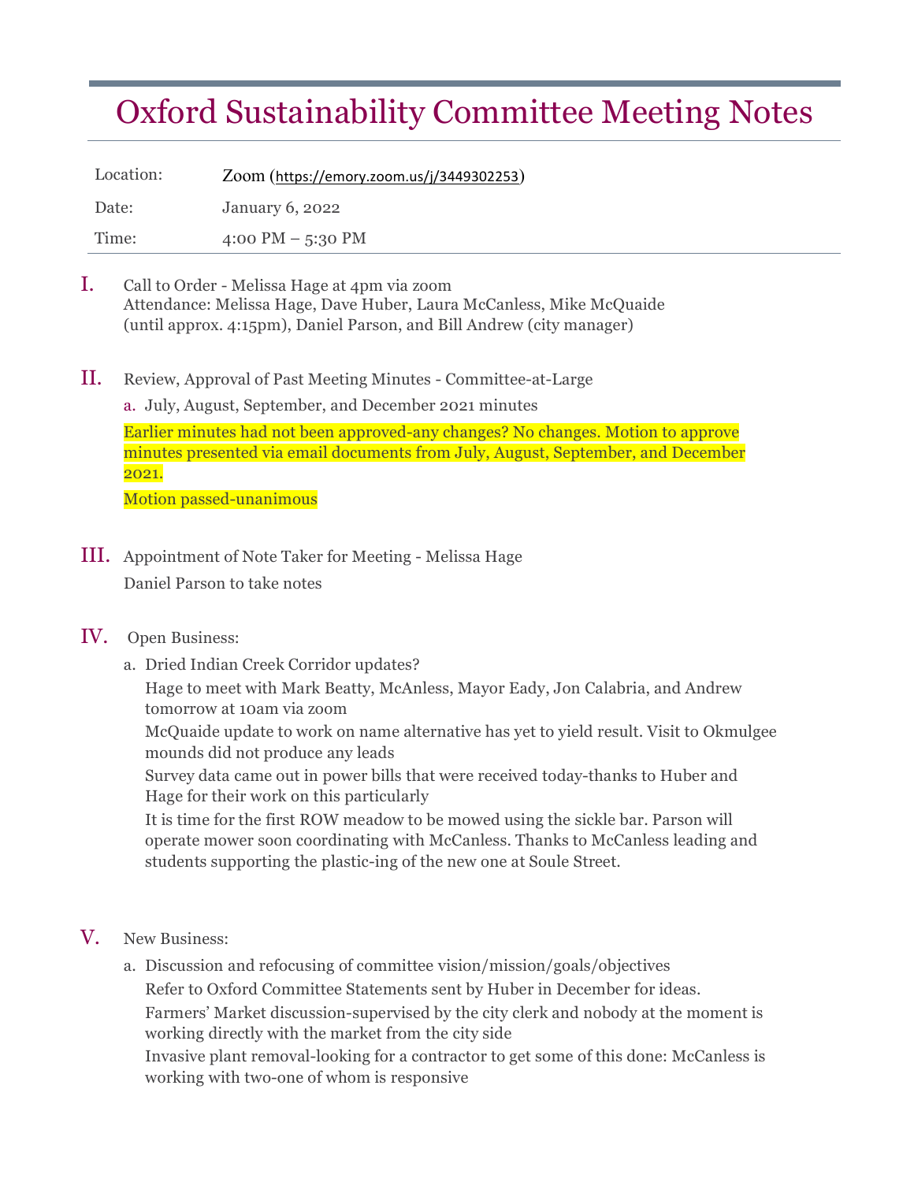# Oxford Sustainability Committee Meeting Notes

| Location: | Zoom (https://emory.zoom.us/j/3449302253) |
|---|---|
| Date: | January 6, 2022 |
| Time: | 4:00 PM – 5:30 PM |

I. Call to Order - Melissa Hage at 4pm via zoom
Attendance: Melissa Hage, Dave Huber, Laura McCanless, Mike McQuaide (until approx. 4:15pm), Daniel Parson, and Bill Andrew (city manager)

II. Review, Approval of Past Meeting Minutes - Committee-at-Large

a. July, August, September, and December 2021 minutes

Earlier minutes had not been approved-any changes? No changes. Motion to approve minutes presented via email documents from July, August, September, and December 2021.

Motion passed-unanimous

III. Appointment of Note Taker for Meeting - Melissa Hage

Daniel Parson to take notes

IV. Open Business:

a. Dried Indian Creek Corridor updates?

Hage to meet with Mark Beatty, McAnless, Mayor Eady, Jon Calabria, and Andrew tomorrow at 10am via zoom

McQuaide update to work on name alternative has yet to yield result. Visit to Okmulgee mounds did not produce any leads

Survey data came out in power bills that were received today-thanks to Huber and Hage for their work on this particularly

It is time for the first ROW meadow to be mowed using the sickle bar. Parson will operate mower soon coordinating with McCanless. Thanks to McCanless leading and students supporting the plastic-ing of the new one at Soule Street.

V. New Business:

a. Discussion and refocusing of committee vision/mission/goals/objectives

Refer to Oxford Committee Statements sent by Huber in December for ideas.

Farmers' Market discussion-supervised by the city clerk and nobody at the moment is working directly with the market from the city side

Invasive plant removal-looking for a contractor to get some of this done: McCanless is working with two-one of whom is responsive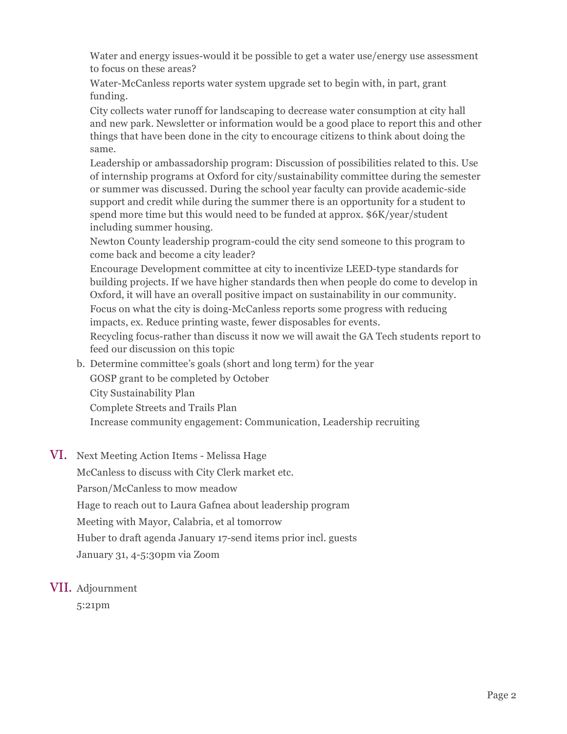Water and energy issues-would it be possible to get a water use/energy use assessment to focus on these areas?

Water-McCanless reports water system upgrade set to begin with, in part, grant funding.

City collects water runoff for landscaping to decrease water consumption at city hall and new park. Newsletter or information would be a good place to report this and other things that have been done in the city to encourage citizens to think about doing the same.

Leadership or ambassadorship program: Discussion of possibilities related to this. Use of internship programs at Oxford for city/sustainability committee during the semester or summer was discussed. During the school year faculty can provide academic-side support and credit while during the summer there is an opportunity for a student to spend more time but this would need to be funded at approx. $6K/year/student including summer housing.

Newton County leadership program-could the city send someone to this program to come back and become a city leader?

Encourage Development committee at city to incentivize LEED-type standards for building projects. If we have higher standards then when people do come to develop in Oxford, it will have an overall positive impact on sustainability in our community.

Focus on what the city is doing-McCanless reports some progress with reducing impacts, ex. Reduce printing waste, fewer disposables for events.

Recycling focus-rather than discuss it now we will await the GA Tech students report to feed our discussion on this topic

b. Determine committee's goals (short and long term) for the year

   GOSP grant to be completed by October

   City Sustainability Plan

   Complete Streets and Trails Plan

   Increase community engagement: Communication, Leadership recruiting

## VI. Next Meeting Action Items - Melissa Hage

McCanless to discuss with City Clerk market etc.

Parson/McCanless to mow meadow

Hage to reach out to Laura Gafnea about leadership program

Meeting with Mayor, Calabria, et al tomorrow

Huber to draft agenda January 17-send items prior incl. guests

January 31, 4-5:30pm via Zoom

## VII. Adjournment

5:21pm